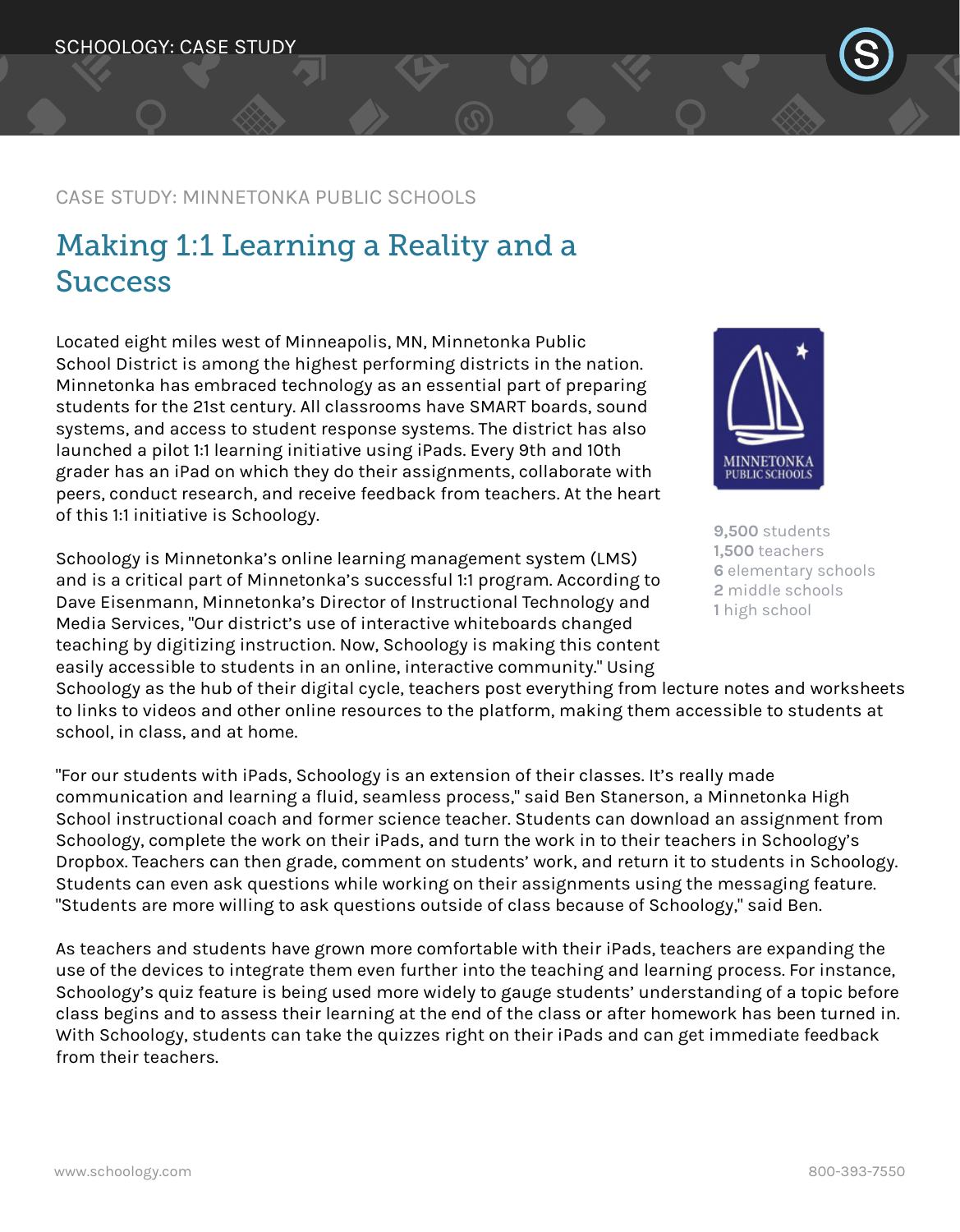SCHOOLOGY: CASE STUDY

CASE STUDY: MINNETONKA PUBLIC SCHOOLS

# Making 1:1 Learning a Reality and a Success

**9,500** students
**1,500** teachers
**6** elementary schools
**2** middle schools
**1** high school

Located eight miles west of Minneapolis, MN, Minnetonka Public School District is among the highest performing districts in the nation. Minnetonka has embraced technology as an essential part of preparing students for the 21st century. All classrooms have SMART boards, sound systems, and access to student response systems. The district has also launched a pilot 1:1 learning initiative using iPads. Every 9th and 10th grader has an iPad on which they do their assignments, collaborate with peers, conduct research, and receive feedback from teachers. At the heart of this 1:1 initiative is Schoology.

Schoology is Minnetonka's online learning management system (LMS) and is a critical part of Minnetonka's successful 1:1 program. According to Dave Eisenmann, Minnetonka's Director of Instructional Technology and Media Services, "Our district's use of interactive whiteboards changed teaching by digitizing instruction. Now, Schoology is making this content easily accessible to students in an online, interactive community." Using Schoology as the hub of their digital cycle, teachers post everything from lecture notes and worksheets to links to videos and other online resources to the platform, making them accessible to students at school, in class, and at home.

"For our students with iPads, Schoology is an extension of their classes. It's really made communication and learning a fluid, seamless process," said Ben Stanerson, a Minnetonka High School instructional coach and former science teacher. Students can download an assignment from Schoology, complete the work on their iPads, and turn the work in to their teachers in Schoology's Dropbox. Teachers can then grade, comment on students' work, and return it to students in Schoology. Students can even ask questions while working on their assignments using the messaging feature. "Students are more willing to ask questions outside of class because of Schoology," said Ben.

As teachers and students have grown more comfortable with their iPads, teachers are expanding the use of the devices to integrate them even further into the teaching and learning process. For instance, Schoology's quiz feature is being used more widely to gauge students' understanding of a topic before class begins and to assess their learning at the end of the class or after homework has been turned in. With Schoology, students can take the quizzes right on their iPads and can get immediate feedback from their teachers.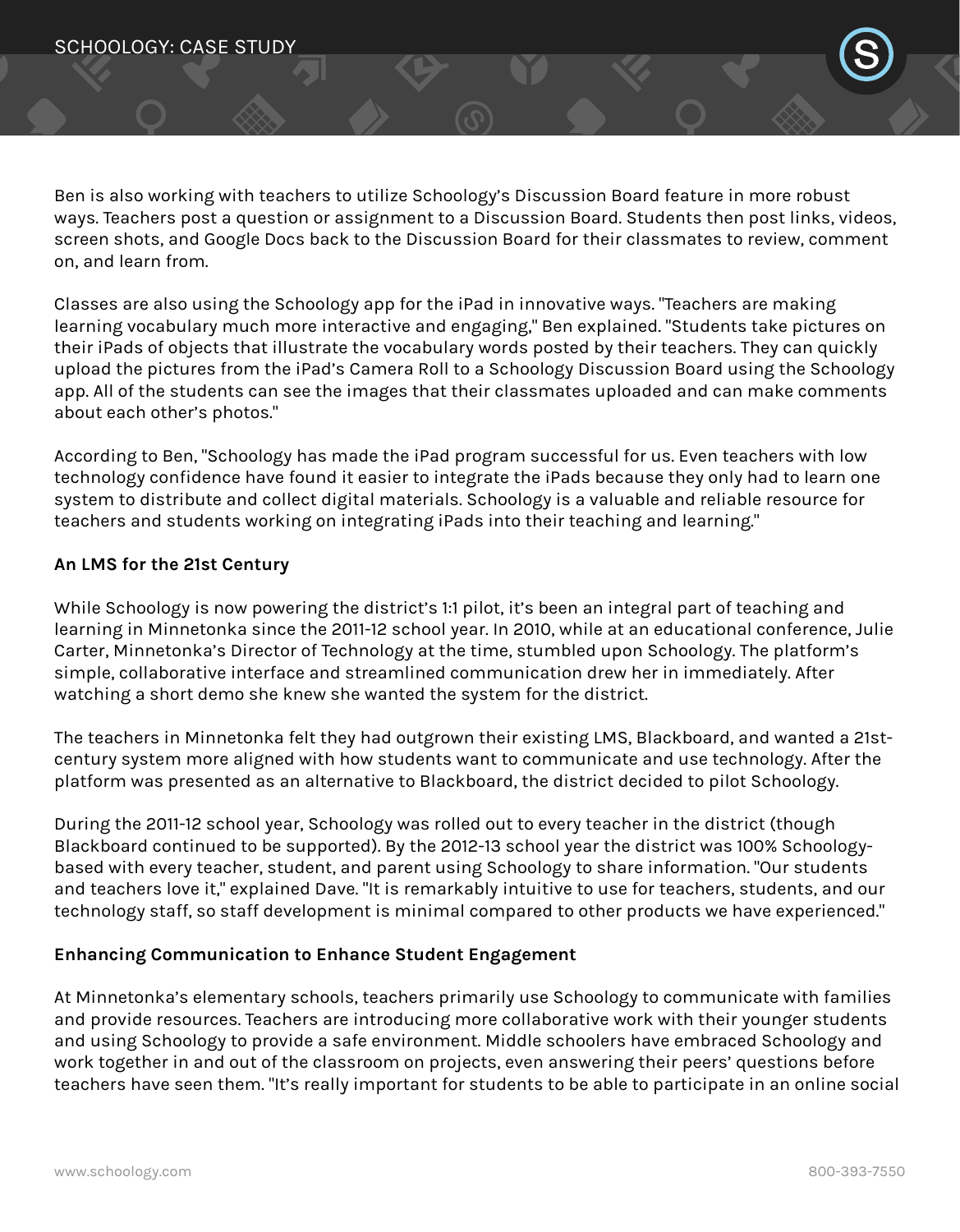Ben is also working with teachers to utilize Schoology's Discussion Board feature in more robust ways. Teachers post a question or assignment to a Discussion Board. Students then post links, videos, screen shots, and Google Docs back to the Discussion Board for their classmates to review, comment on, and learn from.

Classes are also using the Schoology app for the iPad in innovative ways. "Teachers are making learning vocabulary much more interactive and engaging," Ben explained. "Students take pictures on their iPads of objects that illustrate the vocabulary words posted by their teachers. They can quickly upload the pictures from the iPad's Camera Roll to a Schoology Discussion Board using the Schoology app. All of the students can see the images that their classmates uploaded and can make comments about each other's photos."

According to Ben, "Schoology has made the iPad program successful for us. Even teachers with low technology confidence have found it easier to integrate the iPads because they only had to learn one system to distribute and collect digital materials. Schoology is a valuable and reliable resource for teachers and students working on integrating iPads into their teaching and learning."

**An LMS for the 21st Century**

While Schoology is now powering the district's 1:1 pilot, it's been an integral part of teaching and learning in Minnetonka since the 2011-12 school year. In 2010, while at an educational conference, Julie Carter, Minnetonka's Director of Technology at the time, stumbled upon Schoology. The platform's simple, collaborative interface and streamlined communication drew her in immediately. After watching a short demo she knew she wanted the system for the district.

The teachers in Minnetonka felt they had outgrown their existing LMS, Blackboard, and wanted a 21st-century system more aligned with how students want to communicate and use technology. After the platform was presented as an alternative to Blackboard, the district decided to pilot Schoology.

During the 2011-12 school year, Schoology was rolled out to every teacher in the district (though Blackboard continued to be supported). By the 2012-13 school year the district was 100% Schoology-based with every teacher, student, and parent using Schoology to share information. "Our students and teachers love it," explained Dave. "It is remarkably intuitive to use for teachers, students, and our technology staff, so staff development is minimal compared to other products we have experienced."

**Enhancing Communication to Enhance Student Engagement**

At Minnetonka's elementary schools, teachers primarily use Schoology to communicate with families and provide resources. Teachers are introducing more collaborative work with their younger students and using Schoology to provide a safe environment. Middle schoolers have embraced Schoology and work together in and out of the classroom on projects, even answering their peers' questions before teachers have seen them. "It's really important for students to be able to participate in an online social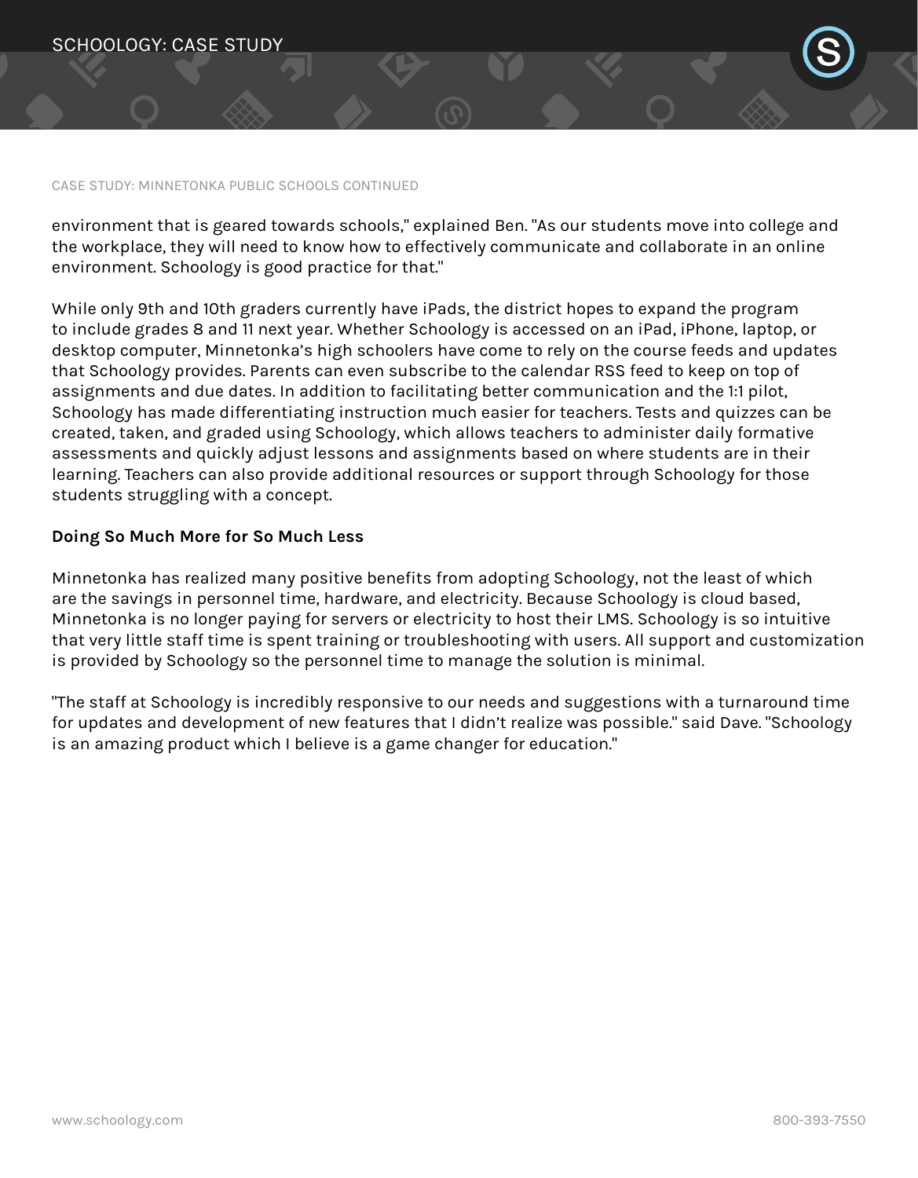environment that is geared towards schools," explained Ben. "As our students move into college and the workplace, they will need to know how to effectively communicate and collaborate in an online environment. Schoology is good practice for that."

While only 9th and 10th graders currently have iPads, the district hopes to expand the program to include grades 8 and 11 next year. Whether Schoology is accessed on an iPad, iPhone, laptop, or desktop computer, Minnetonka's high schoolers have come to rely on the course feeds and updates that Schoology provides. Parents can even subscribe to the calendar RSS feed to keep on top of assignments and due dates. In addition to facilitating better communication and the 1:1 pilot, Schoology has made differentiating instruction much easier for teachers. Tests and quizzes can be created, taken, and graded using Schoology, which allows teachers to administer daily formative assessments and quickly adjust lessons and assignments based on where students are in their learning. Teachers can also provide additional resources or support through Schoology for those students struggling with a concept.

**Doing So Much More for So Much Less**

Minnetonka has realized many positive benefits from adopting Schoology, not the least of which are the savings in personnel time, hardware, and electricity. Because Schoology is cloud based, Minnetonka is no longer paying for servers or electricity to host their LMS. Schoology is so intuitive that very little staff time is spent training or troubleshooting with users. All support and customization is provided by Schoology so the personnel time to manage the solution is minimal.

"The staff at Schoology is incredibly responsive to our needs and suggestions with a turnaround time for updates and development of new features that I didn't realize was possible." said Dave. "Schoology is an amazing product which I believe is a game changer for education."